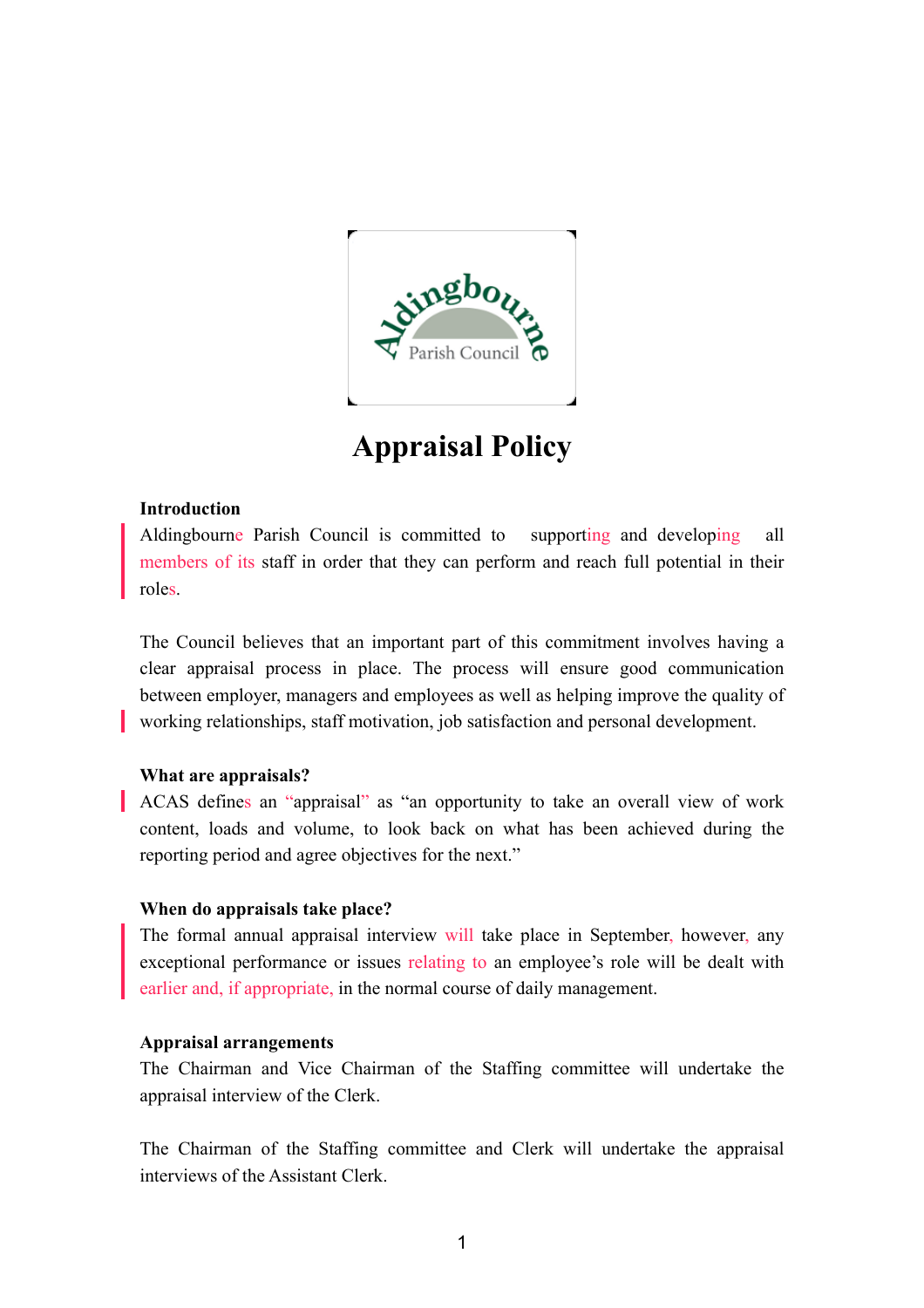# Appraisal Policy

## Introduction

Aldingbourne Parish Council is committed to supporting and developing all members of its staff in order that they can perform and reach full potential in their roles.

The Council believes that an important part of this commitment involves having a clear appraisal process in place. The process will ensure good communication between employer, managers and employees as well as helping improve the quality of working relationships, staff motivation, job satisfaction and personal development.

## What are appraisals?

ACAS defines an "appraisal" as "an opportunity to take an overall view of work content, loads and volume, to look back on what has been achieved during the reporting period and agree objectives for the next."

## When do appraisals take place?

The formal annual appraisal interview will take place in September, however, any exceptional performance or issues relating to an employee's role will be dealt with earlier and, if appropriate, in the normal course of daily management.

## Appraisal arrangements

The Chairman and Vice Chairman of the Staffing committee will undertake the appraisal interview of the Clerk.

The Chairman of the Staffing committee and Clerk will undertake the appraisal interviews of the Assistant Clerk.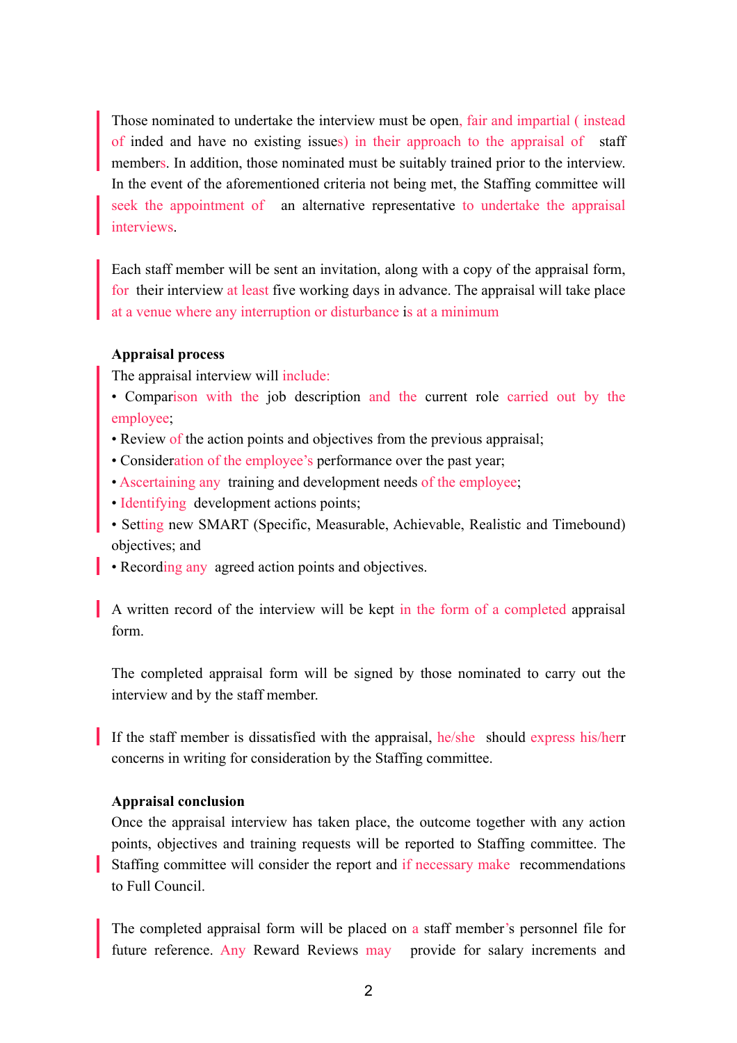Those nominated to undertake the interview must be open, fair and impartial ( instead of inded and have no existing issues) in their approach to the appraisal of staff members. In addition, those nominated must be suitably trained prior to the interview. In the event of the aforementioned criteria not being met, the Staffing committee will seek the appointment of an alternative representative to undertake the appraisal interviews.

Each staff member will be sent an invitation, along with a copy of the appraisal form, for their interview at least five working days in advance. The appraisal will take place at a venue where any interruption or disturbance is at a minimum

**Appraisal process**

The appraisal interview will include:

- Comparison with the job description and the current role carried out by the employee;
- Review of the action points and objectives from the previous appraisal;
- Consideration of the employee's performance over the past year;
- Ascertaining any training and development needs of the employee;
- Identifying development actions points;
- Setting new SMART (Specific, Measurable, Achievable, Realistic and Timebound) objectives; and
- Recording any agreed action points and objectives.

A written record of the interview will be kept in the form of a completed appraisal form.

The completed appraisal form will be signed by those nominated to carry out the interview and by the staff member.

If the staff member is dissatisfied with the appraisal, he/she should express his/herr concerns in writing for consideration by the Staffing committee.

**Appraisal conclusion**

Once the appraisal interview has taken place, the outcome together with any action points, objectives and training requests will be reported to Staffing committee. The Staffing committee will consider the report and if necessary make recommendations to Full Council.

The completed appraisal form will be placed on a staff member's personnel file for future reference. Any Reward Reviews may provide for salary increments and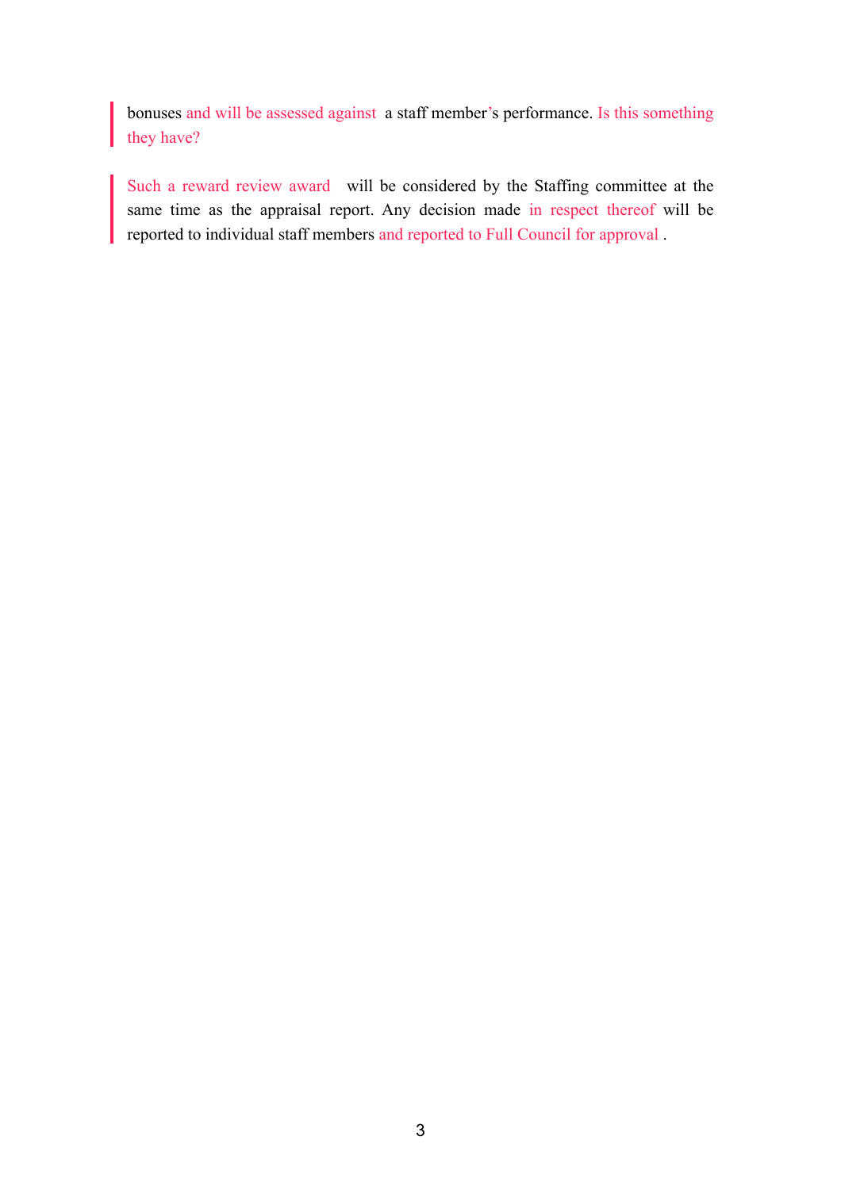bonuses and will be assessed against a staff member's performance. Is this something they have?

Such a reward review award will be considered by the Staffing committee at the same time as the appraisal report. Any decision made in respect thereof will be reported to individual staff members and reported to Full Council for approval .